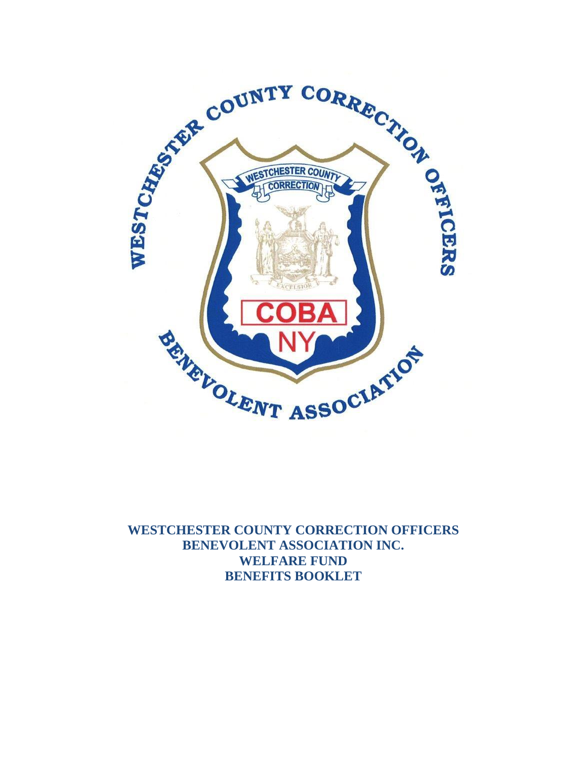# WESTCHESTER COUNTY CORRECTION OFFICERS BENEVOLENT ASSOCIATION INC.

# WELFARE FUND

# BENEFITS BOOKLET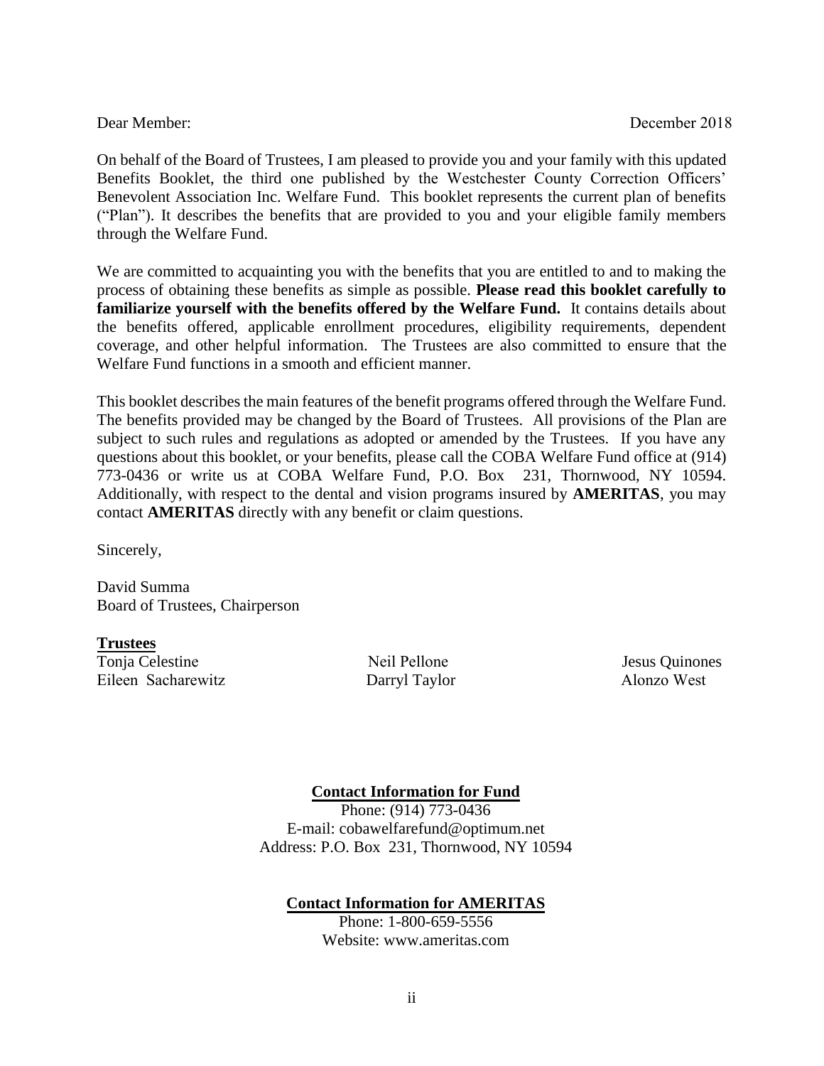Dear Member: December 2018

On behalf of the Board of Trustees, I am pleased to provide you and your family with this updated Benefits Booklet, the third one published by the Westchester County Correction Officers' Benevolent Association Inc. Welfare Fund. This booklet represents the current plan of benefits ("Plan"). It describes the benefits that are provided to you and your eligible family members through the Welfare Fund.

We are committed to acquainting you with the benefits that you are entitled to and to making the process of obtaining these benefits as simple as possible. **Please read this booklet carefully to familiarize yourself with the benefits offered by the Welfare Fund.** It contains details about the benefits offered, applicable enrollment procedures, eligibility requirements, dependent coverage, and other helpful information. The Trustees are also committed to ensure that the Welfare Fund functions in a smooth and efficient manner.

This booklet describes the main features of the benefit programs offered through the Welfare Fund. The benefits provided may be changed by the Board of Trustees. All provisions of the Plan are subject to such rules and regulations as adopted or amended by the Trustees. If you have any questions about this booklet, or your benefits, please call the COBA Welfare Fund office at (914) 773-0436 or write us at COBA Welfare Fund, P.O. Box 231, Thornwood, NY 10594. Additionally, with respect to the dental and vision programs insured by **AMERITAS**, you may contact **AMERITAS** directly with any benefit or claim questions.

Sincerely,

David Summa
Board of Trustees, Chairperson

**Trustees**

Tonja Celestine
Neil Pellone
Jesus Quinones
Eileen Sacharewitz
Darryl Taylor
Alonzo West

**Contact Information for Fund**

Phone: (914) 773-0436
E-mail: cobawelfarefund@optimum.net
Address: P.O. Box 231, Thornwood, NY 10594

**Contact Information for AMERITAS**

Phone: 1-800-659-5556
Website: www.ameritas.com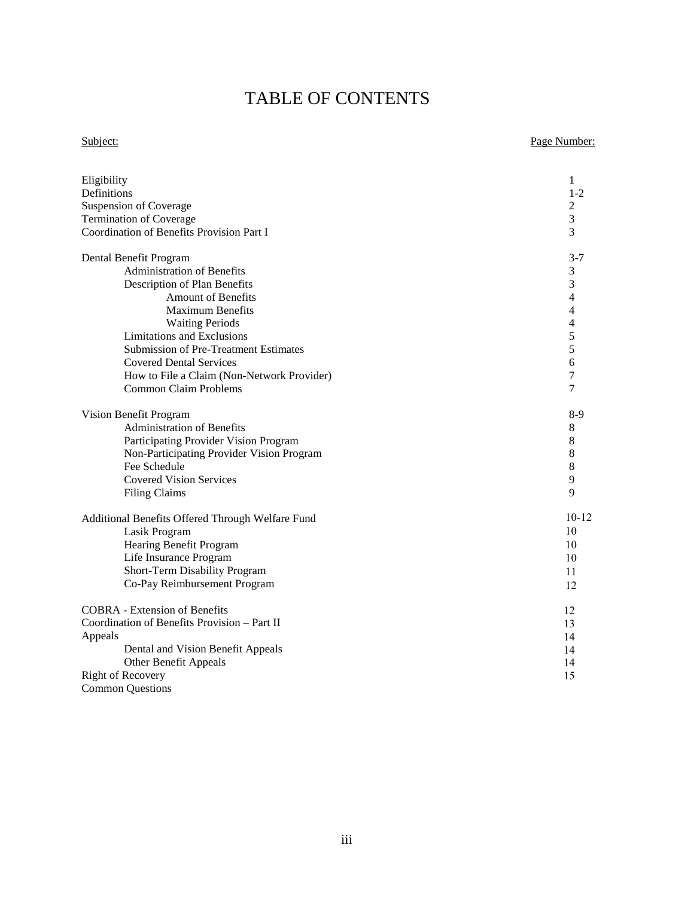# TABLE OF CONTENTS

| Subject: | Page Number: |
| --- | --- |
| Eligibility | 1 |
| Definitions | 1-2 |
| Suspension of Coverage | 2 |
| Termination of Coverage | 3 |
| Coordination of Benefits Provision Part I | 3 |
| Dental Benefit Program | 3-7 |
| Administration of Benefits | 3 |
| Description of Plan Benefits | 3 |
| Amount of Benefits | 4 |
| Maximum Benefits | 4 |
| Waiting Periods | 4 |
| Limitations and Exclusions | 5 |
| Submission of Pre-Treatment Estimates | 5 |
| Covered Dental Services | 6 |
| How to File a Claim (Non-Network Provider) | 7 |
| Common Claim Problems | 7 |
| Vision Benefit Program | 8-9 |
| Administration of Benefits | 8 |
| Participating Provider Vision Program | 8 |
| Non-Participating Provider Vision Program | 8 |
| Fee Schedule | 8 |
| Covered Vision Services | 9 |
| Filing Claims | 9 |
| Additional Benefits Offered Through Welfare Fund | 10-12 |
| Lasik Program | 10 |
| Hearing Benefit Program | 10 |
| Life Insurance Program | 10 |
| Short-Term Disability Program | 11 |
| Co-Pay Reimbursement Program | 12 |
| COBRA - Extension of Benefits | 12 |
| Coordination of Benefits Provision – Part II | 13 |
| Appeals | 14 |
| Dental and Vision Benefit Appeals | 14 |
| Other Benefit Appeals | 14 |
| Right of Recovery | 15 |
| Common Questions | |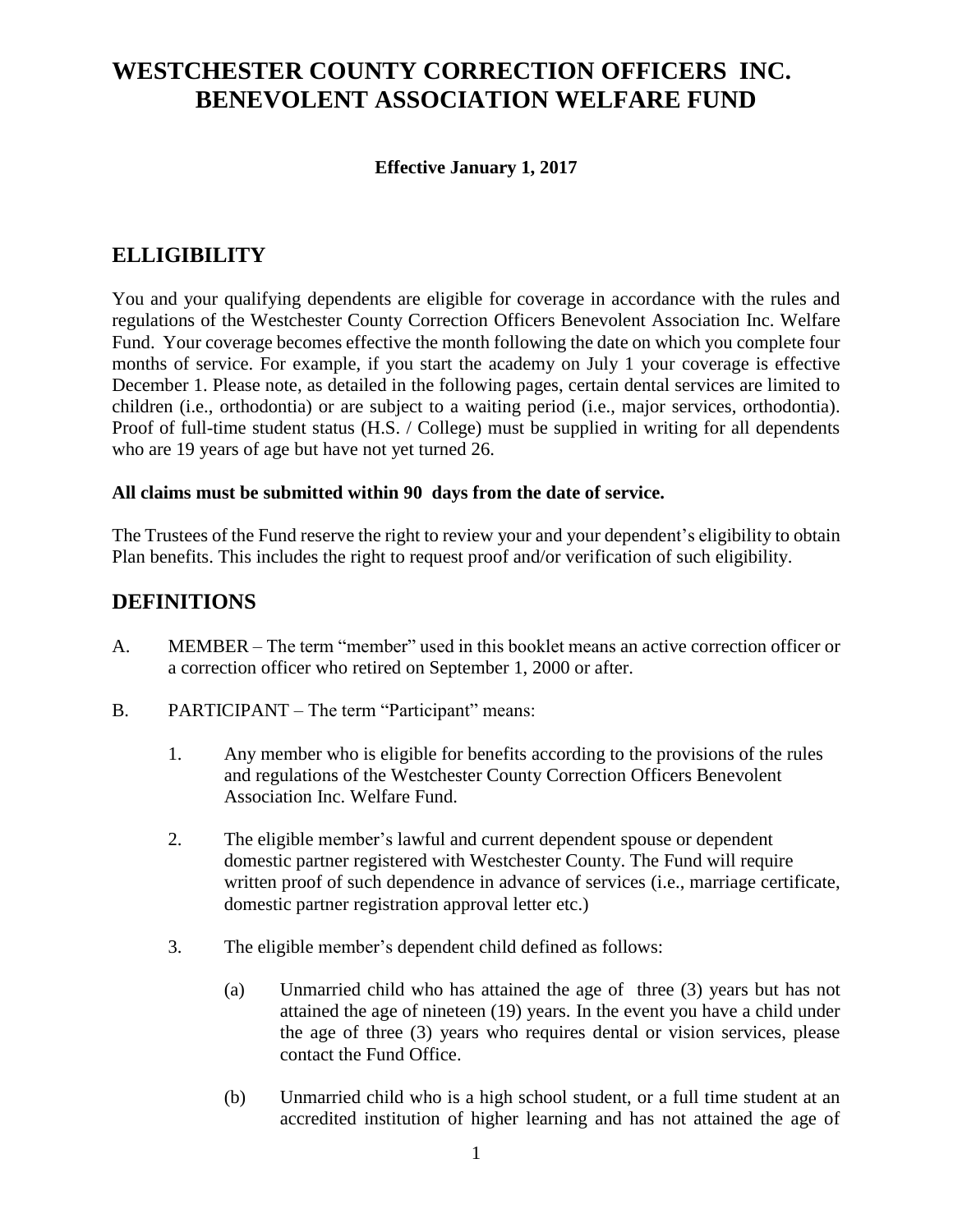# WESTCHESTER COUNTY CORRECTION OFFICERS INC. BENEVOLENT ASSOCIATION WELFARE FUND

**Effective January 1, 2017**

## ELLIGIBILITY

You and your qualifying dependents are eligible for coverage in accordance with the rules and regulations of the Westchester County Correction Officers Benevolent Association Inc. Welfare Fund. Your coverage becomes effective the month following the date on which you complete four months of service. For example, if you start the academy on July 1 your coverage is effective December 1. Please note, as detailed in the following pages, certain dental services are limited to children (i.e., orthodontia) or are subject to a waiting period (i.e., major services, orthodontia). Proof of full-time student status (H.S. / College) must be supplied in writing for all dependents who are 19 years of age but have not yet turned 26.

**All claims must be submitted within 90 days from the date of service.**

The Trustees of the Fund reserve the right to review your and your dependent's eligibility to obtain Plan benefits. This includes the right to request proof and/or verification of such eligibility.

## DEFINITIONS

A. MEMBER – The term "member" used in this booklet means an active correction officer or a correction officer who retired on September 1, 2000 or after.

B. PARTICIPANT – The term "Participant" means:

1. Any member who is eligible for benefits according to the provisions of the rules and regulations of the Westchester County Correction Officers Benevolent Association Inc. Welfare Fund.

2. The eligible member's lawful and current dependent spouse or dependent domestic partner registered with Westchester County. The Fund will require written proof of such dependence in advance of services (i.e., marriage certificate, domestic partner registration approval letter etc.)

3. The eligible member's dependent child defined as follows:

   (a) Unmarried child who has attained the age of three (3) years but has not attained the age of nineteen (19) years. In the event you have a child under the age of three (3) years who requires dental or vision services, please contact the Fund Office.

   (b) Unmarried child who is a high school student, or a full time student at an accredited institution of higher learning and has not attained the age of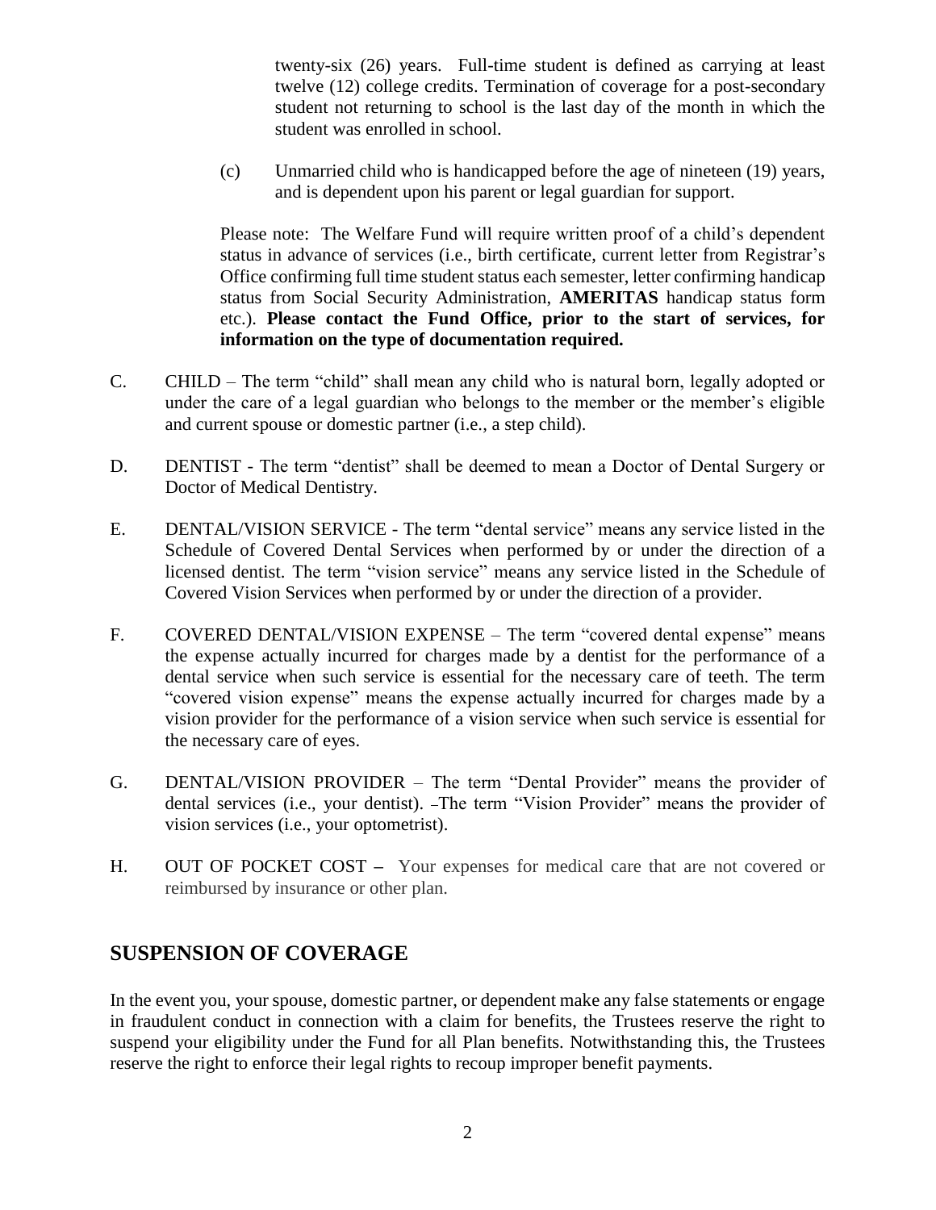twenty-six (26) years. Full-time student is defined as carrying at least twelve (12) college credits. Termination of coverage for a post-secondary student not returning to school is the last day of the month in which the student was enrolled in school.

(c) Unmarried child who is handicapped before the age of nineteen (19) years, and is dependent upon his parent or legal guardian for support.

Please note: The Welfare Fund will require written proof of a child's dependent status in advance of services (i.e., birth certificate, current letter from Registrar's Office confirming full time student status each semester, letter confirming handicap status from Social Security Administration, **AMERITAS** handicap status form etc.). **Please contact the Fund Office, prior to the start of services, for information on the type of documentation required.**

C. CHILD – The term "child" shall mean any child who is natural born, legally adopted or under the care of a legal guardian who belongs to the member or the member's eligible and current spouse or domestic partner (i.e., a step child).

D. DENTIST - The term "dentist" shall be deemed to mean a Doctor of Dental Surgery or Doctor of Medical Dentistry.

E. DENTAL/VISION SERVICE - The term "dental service" means any service listed in the Schedule of Covered Dental Services when performed by or under the direction of a licensed dentist. The term "vision service" means any service listed in the Schedule of Covered Vision Services when performed by or under the direction of a provider.

F. COVERED DENTAL/VISION EXPENSE – The term "covered dental expense" means the expense actually incurred for charges made by a dentist for the performance of a dental service when such service is essential for the necessary care of teeth. The term "covered vision expense" means the expense actually incurred for charges made by a vision provider for the performance of a vision service when such service is essential for the necessary care of eyes.

G. DENTAL/VISION PROVIDER – The term "Dental Provider" means the provider of dental services (i.e., your dentist). The term "Vision Provider" means the provider of vision services (i.e., your optometrist).

H. OUT OF POCKET COST – Your expenses for medical care that are not covered or reimbursed by insurance or other plan.

## SUSPENSION OF COVERAGE

In the event you, your spouse, domestic partner, or dependent make any false statements or engage in fraudulent conduct in connection with a claim for benefits, the Trustees reserve the right to suspend your eligibility under the Fund for all Plan benefits. Notwithstanding this, the Trustees reserve the right to enforce their legal rights to recoup improper benefit payments.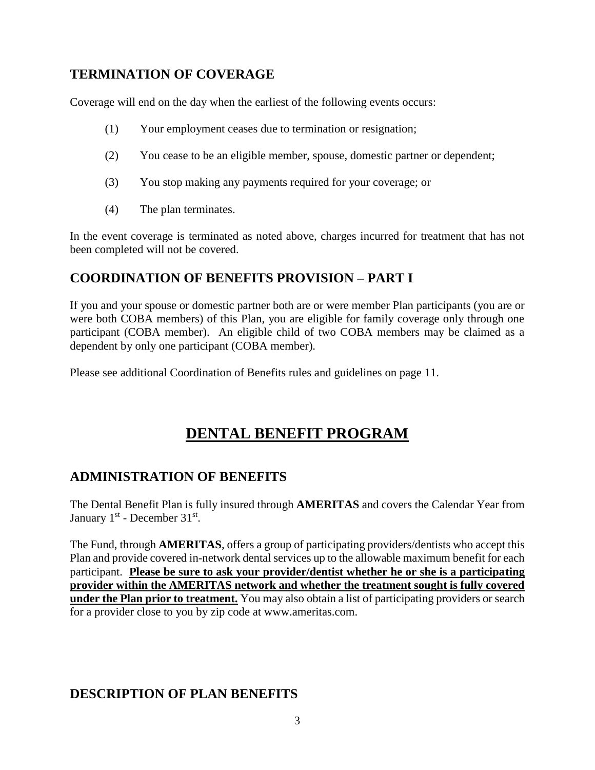## TERMINATION OF COVERAGE

Coverage will end on the day when the earliest of the following events occurs:

(1) Your employment ceases due to termination or resignation;

(2) You cease to be an eligible member, spouse, domestic partner or dependent;

(3) You stop making any payments required for your coverage; or

(4) The plan terminates.

In the event coverage is terminated as noted above, charges incurred for treatment that has not been completed will not be covered.

## COORDINATION OF BENEFITS PROVISION – PART I

If you and your spouse or domestic partner both are or were member Plan participants (you are or were both COBA members) of this Plan, you are eligible for family coverage only through one participant (COBA member). An eligible child of two COBA members may be claimed as a dependent by only one participant (COBA member).

Please see additional Coordination of Benefits rules and guidelines on page 11.

# DENTAL BENEFIT PROGRAM

## ADMINISTRATION OF BENEFITS

The Dental Benefit Plan is fully insured through **AMERITAS** and covers the Calendar Year from January 1st - December 31st.

The Fund, through **AMERITAS**, offers a group of participating providers/dentists who accept this Plan and provide covered in-network dental services up to the allowable maximum benefit for each participant. **Please be sure to ask your provider/dentist whether he or she is a participating provider within the AMERITAS network and whether the treatment sought is fully covered under the Plan prior to treatment.** You may also obtain a list of participating providers or search for a provider close to you by zip code at www.ameritas.com.

## DESCRIPTION OF PLAN BENEFITS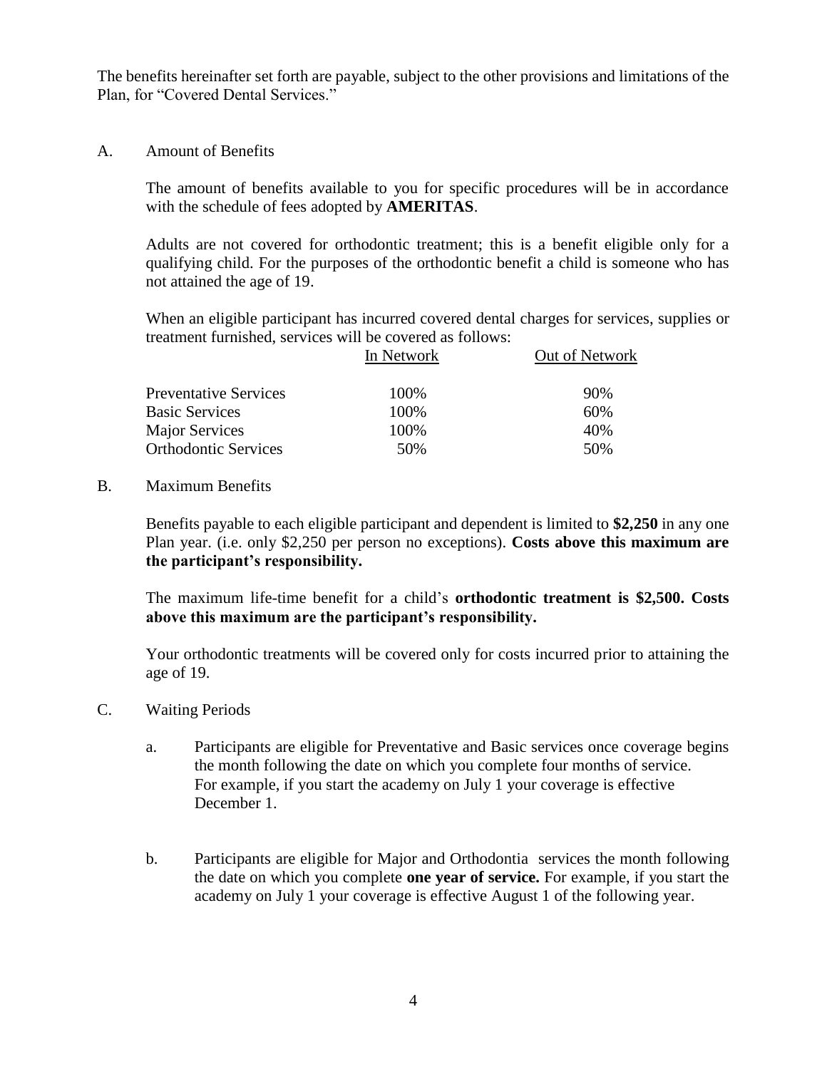The benefits hereinafter set forth are payable, subject to the other provisions and limitations of the Plan, for "Covered Dental Services."

## A. Amount of Benefits

The amount of benefits available to you for specific procedures will be in accordance with the schedule of fees adopted by **AMERITAS**.

Adults are not covered for orthodontic treatment; this is a benefit eligible only for a qualifying child. For the purposes of the orthodontic benefit a child is someone who has not attained the age of 19.

When an eligible participant has incurred covered dental charges for services, supplies or treatment furnished, services will be covered as follows:

| | In Network | Out of Network |
|---|---|---|
| Preventative Services | 100% | 90% |
| Basic Services | 100% | 60% |
| Major Services | 100% | 40% |
| Orthodontic Services | 50% | 50% |

## B. Maximum Benefits

Benefits payable to each eligible participant and dependent is limited to **$2,250** in any one Plan year. (i.e. only $2,250 per person no exceptions). **Costs above this maximum are the participant's responsibility.**

The maximum life-time benefit for a child's **orthodontic treatment is $2,500. Costs above this maximum are the participant's responsibility.**

Your orthodontic treatments will be covered only for costs incurred prior to attaining the age of 19.

## C. Waiting Periods

a. Participants are eligible for Preventative and Basic services once coverage begins the month following the date on which you complete four months of service. For example, if you start the academy on July 1 your coverage is effective December 1.

b. Participants are eligible for Major and Orthodontia services the month following the date on which you complete **one year of service.** For example, if you start the academy on July 1 your coverage is effective August 1 of the following year.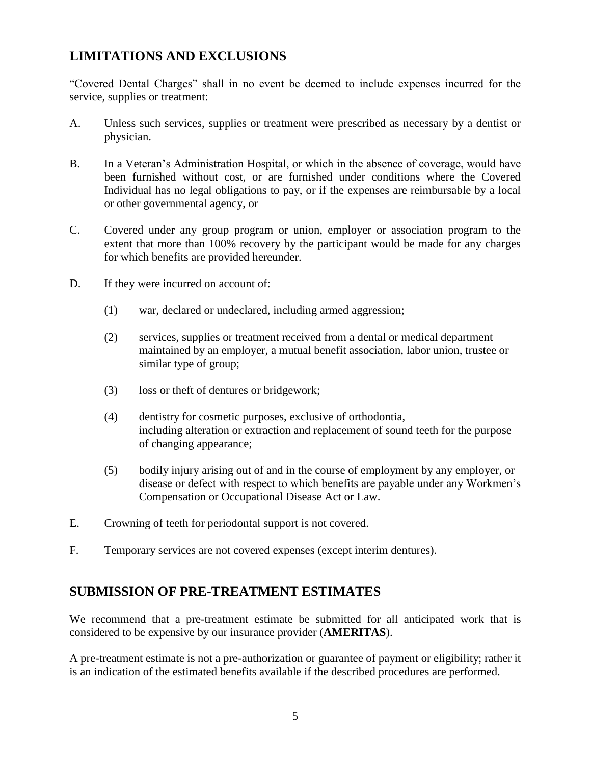## LIMITATIONS AND EXCLUSIONS

"Covered Dental Charges" shall in no event be deemed to include expenses incurred for the service, supplies or treatment:

A. Unless such services, supplies or treatment were prescribed as necessary by a dentist or physician.

B. In a Veteran's Administration Hospital, or which in the absence of coverage, would have been furnished without cost, or are furnished under conditions where the Covered Individual has no legal obligations to pay, or if the expenses are reimbursable by a local or other governmental agency, or

C. Covered under any group program or union, employer or association program to the extent that more than 100% recovery by the participant would be made for any charges for which benefits are provided hereunder.

D. If they were incurred on account of:

   (1) war, declared or undeclared, including armed aggression;

   (2) services, supplies or treatment received from a dental or medical department maintained by an employer, a mutual benefit association, labor union, trustee or similar type of group;

   (3) loss or theft of dentures or bridgework;

   (4) dentistry for cosmetic purposes, exclusive of orthodontia, including alteration or extraction and replacement of sound teeth for the purpose of changing appearance;

   (5) bodily injury arising out of and in the course of employment by any employer, or disease or defect with respect to which benefits are payable under any Workmen's Compensation or Occupational Disease Act or Law.

E. Crowning of teeth for periodontal support is not covered.

F. Temporary services are not covered expenses (except interim dentures).

## SUBMISSION OF PRE-TREATMENT ESTIMATES

We recommend that a pre-treatment estimate be submitted for all anticipated work that is considered to be expensive by our insurance provider (**AMERITAS**).

A pre-treatment estimate is not a pre-authorization or guarantee of payment or eligibility; rather it is an indication of the estimated benefits available if the described procedures are performed.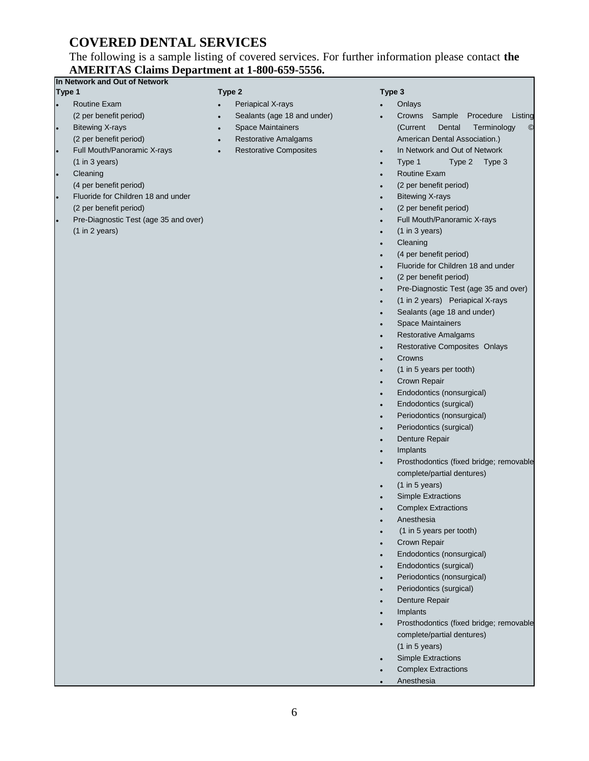# COVERED DENTAL SERVICES

The following is a sample listing of covered services. For further information please contact **the AMERITAS Claims Department at 1-800-659-5556.**

**In Network and Out of Network**

**Type 1**

- Routine Exam
  (2 per benefit period)
- Bitewing X-rays
  (2 per benefit period)
- Full Mouth/Panoramic X-rays
  (1 in 3 years)
- Cleaning
  (4 per benefit period)
- Fluoride for Children 18 and under
  (2 per benefit period)
- Pre-Diagnostic Test (age 35 and over)
  (1 in 2 years)

**Type 2**

- Periapical X-rays
- Sealants (age 18 and under)
- Space Maintainers
- Restorative Amalgams
- Restorative Composites

**Type 3**

- Onlays
- Crowns Sample Procedure Listing (Current Dental Terminology © American Dental Association.)
- In Network and Out of Network
- Type 1 Type 2 Type 3
- Routine Exam
- (2 per benefit period)
- Bitewing X-rays
- (2 per benefit period)
- Full Mouth/Panoramic X-rays
- (1 in 3 years)
- Cleaning
- (4 per benefit period)
- Fluoride for Children 18 and under
- (2 per benefit period)
- Pre-Diagnostic Test (age 35 and over)
- (1 in 2 years) Periapical X-rays
- Sealants (age 18 and under)
- Space Maintainers
- Restorative Amalgams
- Restorative Composites Onlays
- Crowns
- (1 in 5 years per tooth)
- Crown Repair
- Endodontics (nonsurgical)
- Endodontics (surgical)
- Periodontics (nonsurgical)
- Periodontics (surgical)
- Denture Repair
- Implants
- Prosthodontics (fixed bridge; removable complete/partial dentures)
- (1 in 5 years)
- Simple Extractions
- Complex Extractions
- Anesthesia
- (1 in 5 years per tooth)
- Crown Repair
- Endodontics (nonsurgical)
- Endodontics (surgical)
- Periodontics (nonsurgical)
- Periodontics (surgical)
- Denture Repair
- Implants
- Prosthodontics (fixed bridge; removable complete/partial dentures)
  (1 in 5 years)
- Simple Extractions
- Complex Extractions
- Anesthesia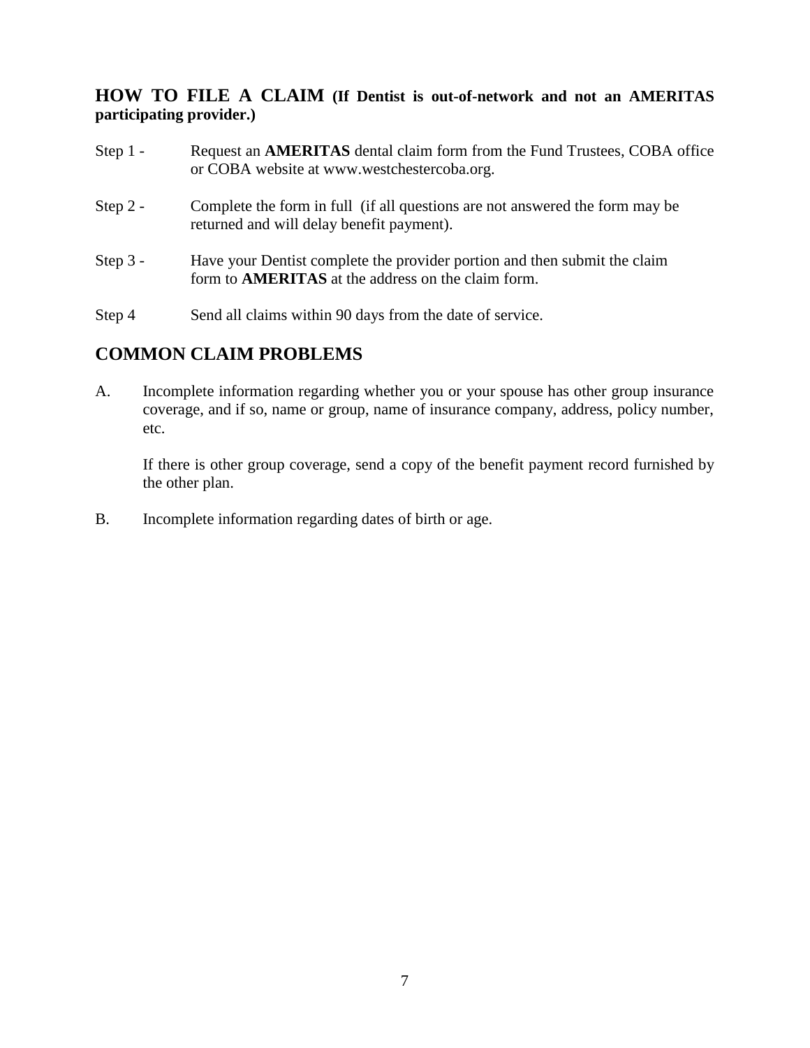## HOW TO FILE A CLAIM (If Dentist is out-of-network and not an AMERITAS participating provider.)

Step 1 - Request an **AMERITAS** dental claim form from the Fund Trustees, COBA office or COBA website at www.westchestercoba.org.

Step 2 - Complete the form in full (if all questions are not answered the form may be returned and will delay benefit payment).

Step 3 - Have your Dentist complete the provider portion and then submit the claim form to **AMERITAS** at the address on the claim form.

Step 4 Send all claims within 90 days from the date of service.

## COMMON CLAIM PROBLEMS

A. Incomplete information regarding whether you or your spouse has other group insurance coverage, and if so, name or group, name of insurance company, address, policy number, etc.

   If there is other group coverage, send a copy of the benefit payment record furnished by the other plan.

B. Incomplete information regarding dates of birth or age.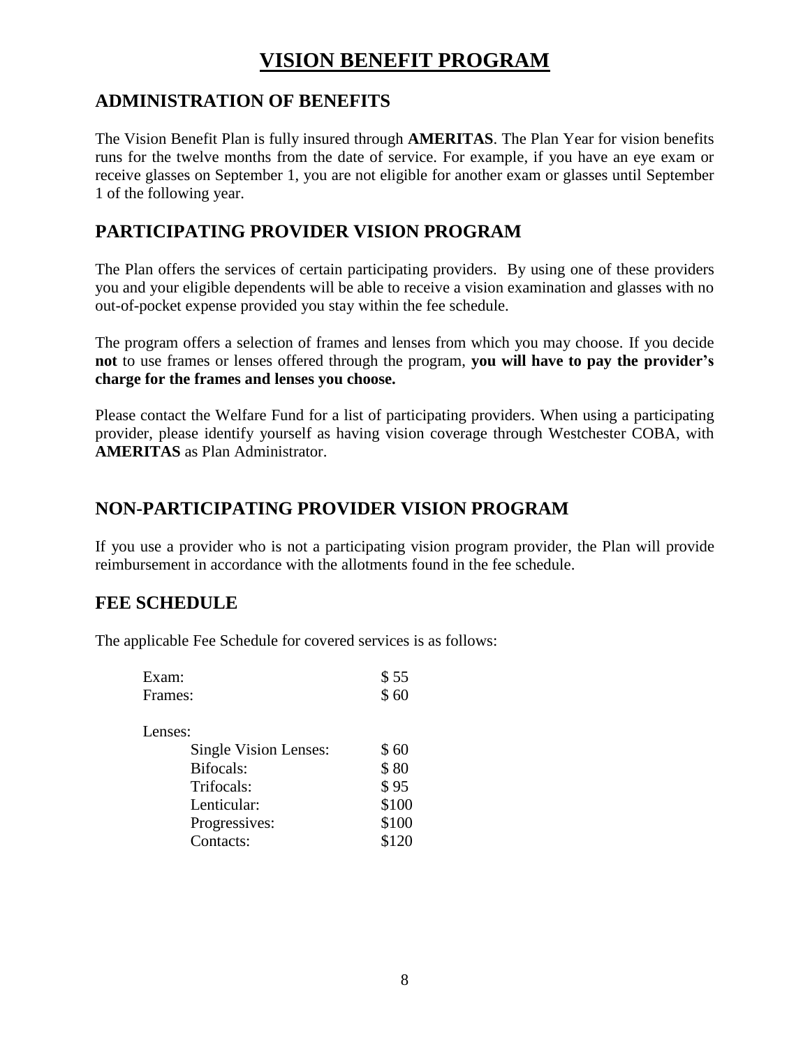# VISION BENEFIT PROGRAM

## ADMINISTRATION OF BENEFITS

The Vision Benefit Plan is fully insured through **AMERITAS**. The Plan Year for vision benefits runs for the twelve months from the date of service. For example, if you have an eye exam or receive glasses on September 1, you are not eligible for another exam or glasses until September 1 of the following year.

## PARTICIPATING PROVIDER VISION PROGRAM

The Plan offers the services of certain participating providers. By using one of these providers you and your eligible dependents will be able to receive a vision examination and glasses with no out-of-pocket expense provided you stay within the fee schedule.

The program offers a selection of frames and lenses from which you may choose. If you decide **not** to use frames or lenses offered through the program, **you will have to pay the provider's charge for the frames and lenses you choose.**

Please contact the Welfare Fund for a list of participating providers. When using a participating provider, please identify yourself as having vision coverage through Westchester COBA, with **AMERITAS** as Plan Administrator.

## NON-PARTICIPATING PROVIDER VISION PROGRAM

If you use a provider who is not a participating vision program provider, the Plan will provide reimbursement in accordance with the allotments found in the fee schedule.

## FEE SCHEDULE

The applicable Fee Schedule for covered services is as follows:

| Service | Amount |
|---|---|
| Exam: | $ 55 |
| Frames: | $ 60 |
| Lenses: | |
| Single Vision Lenses: | $ 60 |
| Bifocals: | $ 80 |
| Trifocals: | $ 95 |
| Lenticular: | $100 |
| Progressives: | $100 |
| Contacts: | $120 |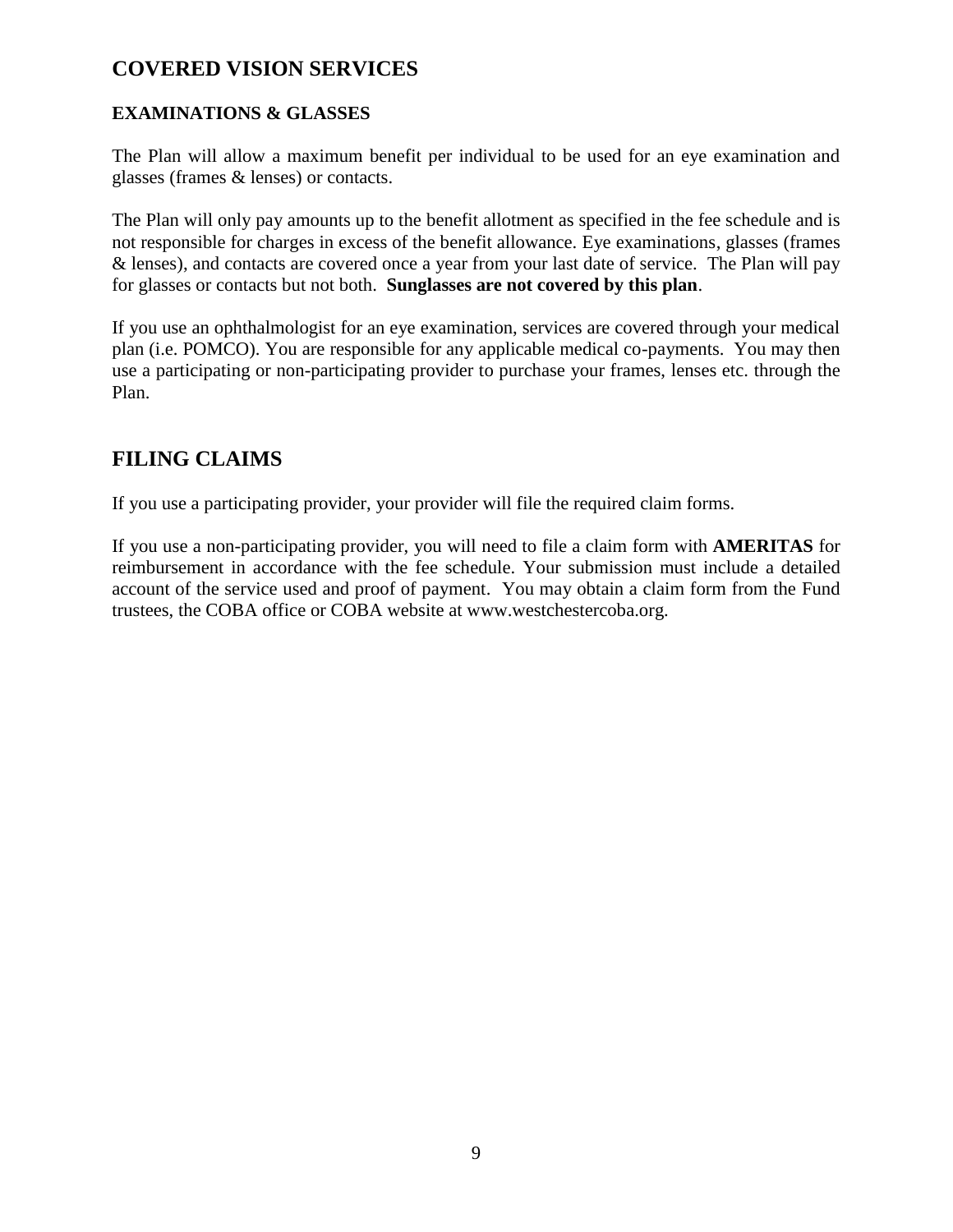## COVERED VISION SERVICES

### EXAMINATIONS & GLASSES

The Plan will allow a maximum benefit per individual to be used for an eye examination and glasses (frames & lenses) or contacts.

The Plan will only pay amounts up to the benefit allotment as specified in the fee schedule and is not responsible for charges in excess of the benefit allowance. Eye examinations, glasses (frames & lenses), and contacts are covered once a year from your last date of service. The Plan will pay for glasses or contacts but not both. **Sunglasses are not covered by this plan**.

If you use an ophthalmologist for an eye examination, services are covered through your medical plan (i.e. POMCO). You are responsible for any applicable medical co-payments. You may then use a participating or non-participating provider to purchase your frames, lenses etc. through the Plan.

## FILING CLAIMS

If you use a participating provider, your provider will file the required claim forms.

If you use a non-participating provider, you will need to file a claim form with **AMERITAS** for reimbursement in accordance with the fee schedule. Your submission must include a detailed account of the service used and proof of payment. You may obtain a claim form from the Fund trustees, the COBA office or COBA website at www.westchestercoba.org.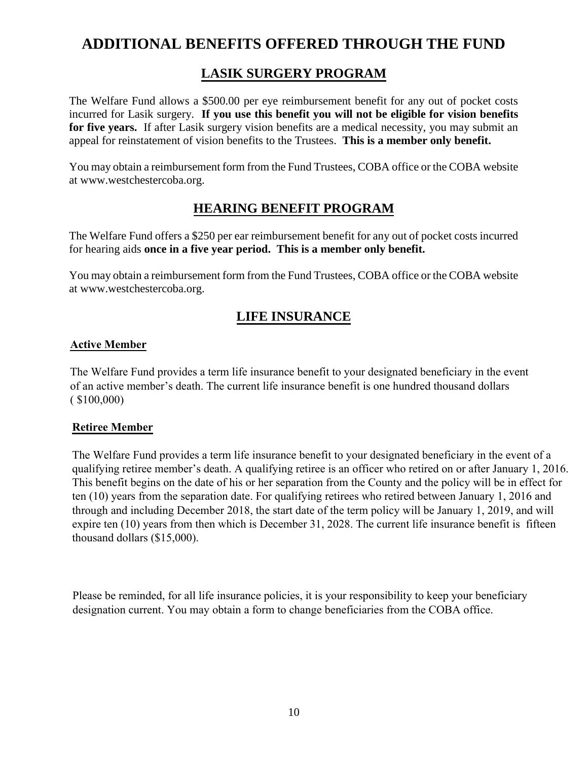# ADDITIONAL BENEFITS OFFERED THROUGH THE FUND

## LASIK SURGERY PROGRAM

The Welfare Fund allows a $500.00 per eye reimbursement benefit for any out of pocket costs incurred for Lasik surgery. **If you use this benefit you will not be eligible for vision benefits for five years.** If after Lasik surgery vision benefits are a medical necessity, you may submit an appeal for reinstatement of vision benefits to the Trustees. **This is a member only benefit.**

You may obtain a reimbursement form from the Fund Trustees, COBA office or the COBA website at www.westchestercoba.org.

## HEARING BENEFIT PROGRAM

The Welfare Fund offers a $250 per ear reimbursement benefit for any out of pocket costs incurred for hearing aids **once in a five year period. This is a member only benefit.**

You may obtain a reimbursement form from the Fund Trustees, COBA office or the COBA website at www.westchestercoba.org.

## LIFE INSURANCE

### Active Member

The Welfare Fund provides a term life insurance benefit to your designated beneficiary in the event of an active member's death. The current life insurance benefit is one hundred thousand dollars ( $100,000)

### Retiree Member

The Welfare Fund provides a term life insurance benefit to your designated beneficiary in the event of a qualifying retiree member's death. A qualifying retiree is an officer who retired on or after January 1, 2016. This benefit begins on the date of his or her separation from the County and the policy will be in effect for ten (10) years from the separation date. For qualifying retirees who retired between January 1, 2016 and through and including December 2018, the start date of the term policy will be January 1, 2019, and will expire ten (10) years from then which is December 31, 2028. The current life insurance benefit is fifteen thousand dollars ($15,000).

Please be reminded, for all life insurance policies, it is your responsibility to keep your beneficiary designation current. You may obtain a form to change beneficiaries from the COBA office.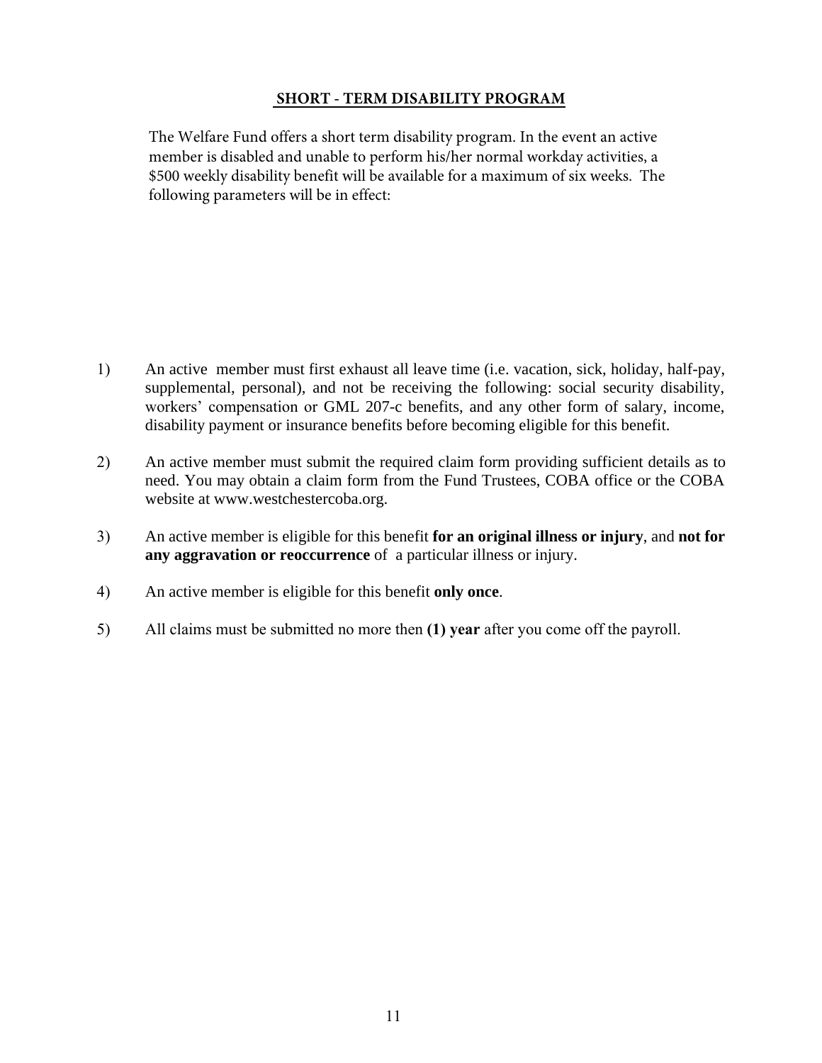## SHORT - TERM DISABILITY PROGRAM

The Welfare Fund offers a short term disability program. In the event an active member is disabled and unable to perform his/her normal workday activities, a $500 weekly disability benefit will be available for a maximum of six weeks. The following parameters will be in effect:

1) An active member must first exhaust all leave time (i.e. vacation, sick, holiday, half-pay, supplemental, personal), and not be receiving the following: social security disability, workers' compensation or GML 207-c benefits, and any other form of salary, income, disability payment or insurance benefits before becoming eligible for this benefit.

2) An active member must submit the required claim form providing sufficient details as to need. You may obtain a claim form from the Fund Trustees, COBA office or the COBA website at www.westchestercoba.org.

3) An active member is eligible for this benefit **for an original illness or injury**, and **not for any aggravation or reoccurrence** of a particular illness or injury.

4) An active member is eligible for this benefit **only once**.

5) All claims must be submitted no more then **(1) year** after you come off the payroll.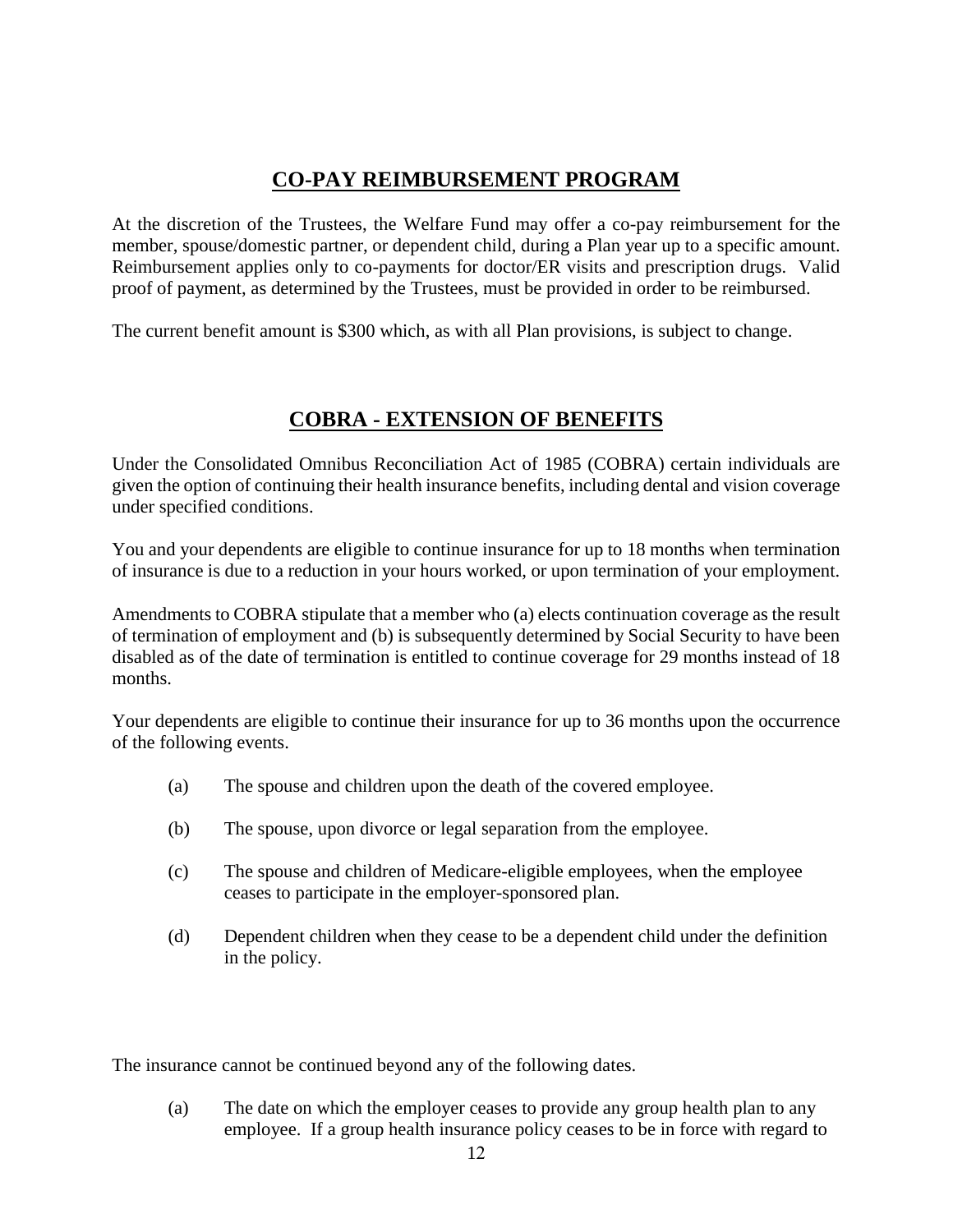## **CO-PAY REIMBURSEMENT PROGRAM**

At the discretion of the Trustees, the Welfare Fund may offer a co-pay reimbursement for the member, spouse/domestic partner, or dependent child, during a Plan year up to a specific amount. Reimbursement applies only to co-payments for doctor/ER visits and prescription drugs. Valid proof of payment, as determined by the Trustees, must be provided in order to be reimbursed.

The current benefit amount is $300 which, as with all Plan provisions, is subject to change.

## **COBRA - EXTENSION OF BENEFITS**

Under the Consolidated Omnibus Reconciliation Act of 1985 (COBRA) certain individuals are given the option of continuing their health insurance benefits, including dental and vision coverage under specified conditions.

You and your dependents are eligible to continue insurance for up to 18 months when termination of insurance is due to a reduction in your hours worked, or upon termination of your employment.

Amendments to COBRA stipulate that a member who (a) elects continuation coverage as the result of termination of employment and (b) is subsequently determined by Social Security to have been disabled as of the date of termination is entitled to continue coverage for 29 months instead of 18 months.

Your dependents are eligible to continue their insurance for up to 36 months upon the occurrence of the following events.

(a) The spouse and children upon the death of the covered employee.

(b) The spouse, upon divorce or legal separation from the employee.

(c) The spouse and children of Medicare-eligible employees, when the employee ceases to participate in the employer-sponsored plan.

(d) Dependent children when they cease to be a dependent child under the definition in the policy.

The insurance cannot be continued beyond any of the following dates.

(a) The date on which the employer ceases to provide any group health plan to any employee. If a group health insurance policy ceases to be in force with regard to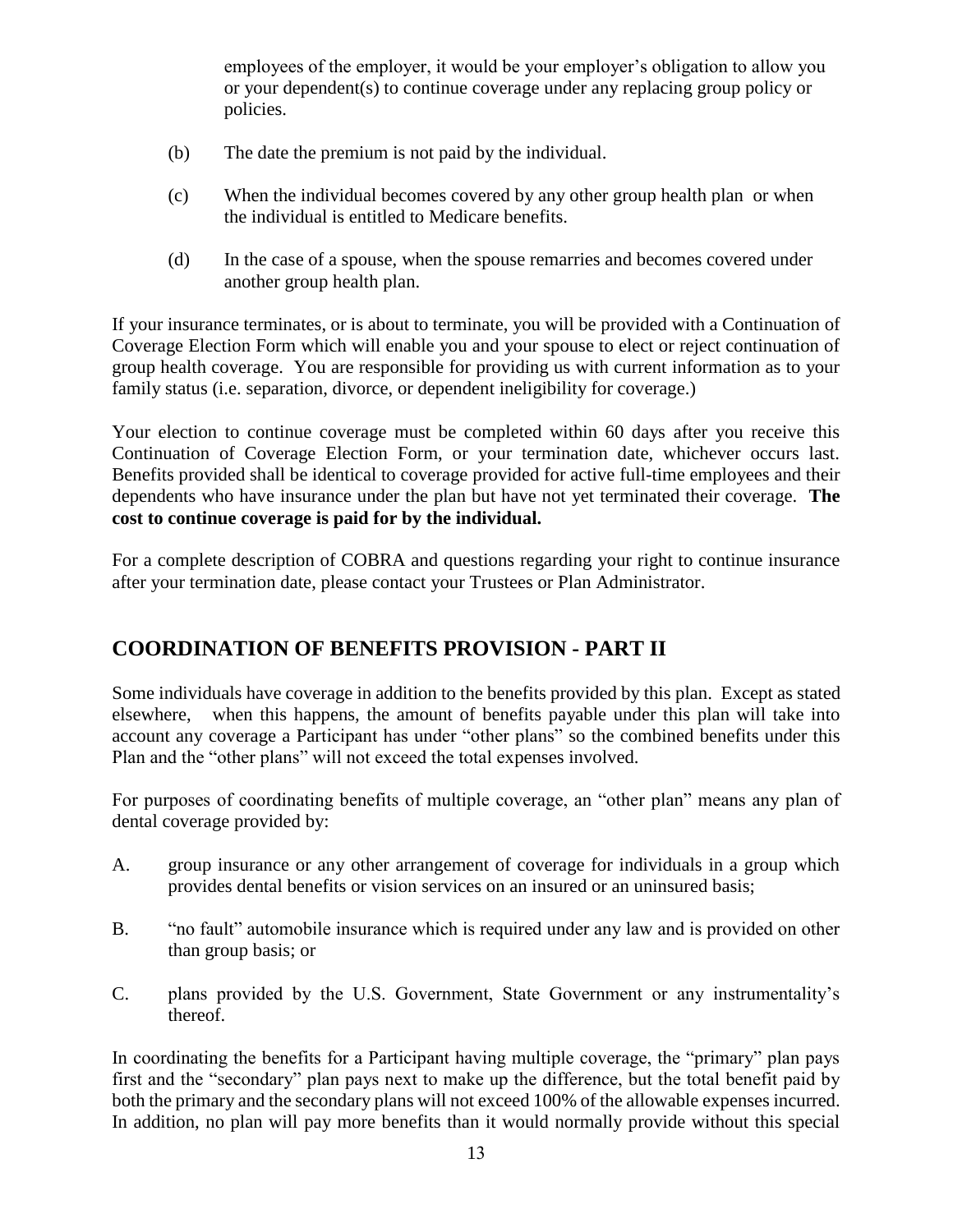employees of the employer, it would be your employer's obligation to allow you or your dependent(s) to continue coverage under any replacing group policy or policies.

(b) The date the premium is not paid by the individual.

(c) When the individual becomes covered by any other group health plan or when the individual is entitled to Medicare benefits.

(d) In the case of a spouse, when the spouse remarries and becomes covered under another group health plan.

If your insurance terminates, or is about to terminate, you will be provided with a Continuation of Coverage Election Form which will enable you and your spouse to elect or reject continuation of group health coverage. You are responsible for providing us with current information as to your family status (i.e. separation, divorce, or dependent ineligibility for coverage.)

Your election to continue coverage must be completed within 60 days after you receive this Continuation of Coverage Election Form, or your termination date, whichever occurs last. Benefits provided shall be identical to coverage provided for active full-time employees and their dependents who have insurance under the plan but have not yet terminated their coverage. **The cost to continue coverage is paid for by the individual.**

For a complete description of COBRA and questions regarding your right to continue insurance after your termination date, please contact your Trustees or Plan Administrator.

## COORDINATION OF BENEFITS PROVISION - PART II

Some individuals have coverage in addition to the benefits provided by this plan. Except as stated elsewhere, when this happens, the amount of benefits payable under this plan will take into account any coverage a Participant has under "other plans" so the combined benefits under this Plan and the "other plans" will not exceed the total expenses involved.

For purposes of coordinating benefits of multiple coverage, an "other plan" means any plan of dental coverage provided by:

A. group insurance or any other arrangement of coverage for individuals in a group which provides dental benefits or vision services on an insured or an uninsured basis;

B. "no fault" automobile insurance which is required under any law and is provided on other than group basis; or

C. plans provided by the U.S. Government, State Government or any instrumentality's thereof.

In coordinating the benefits for a Participant having multiple coverage, the "primary" plan pays first and the "secondary" plan pays next to make up the difference, but the total benefit paid by both the primary and the secondary plans will not exceed 100% of the allowable expenses incurred. In addition, no plan will pay more benefits than it would normally provide without this special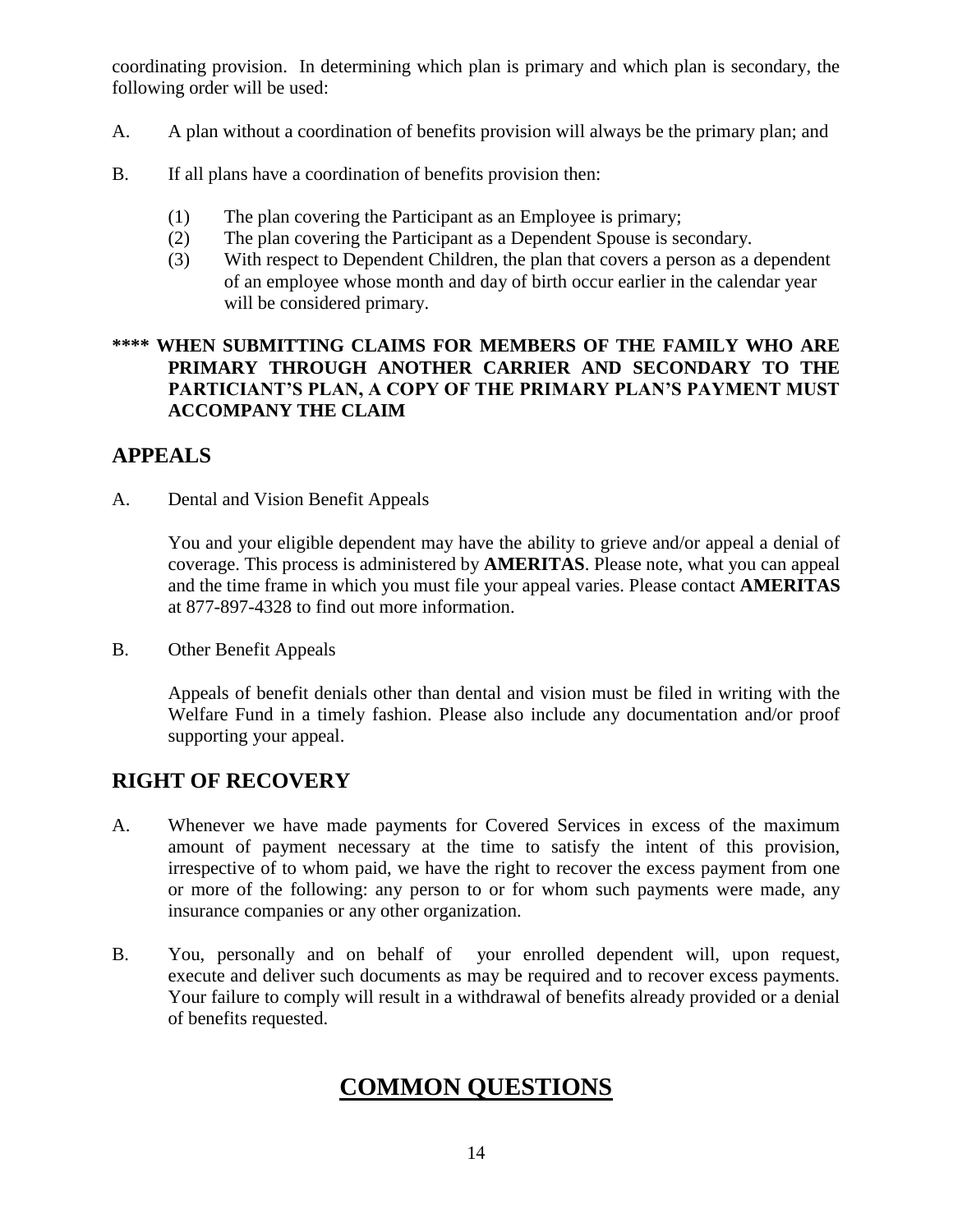coordinating provision. In determining which plan is primary and which plan is secondary, the following order will be used:

A. A plan without a coordination of benefits provision will always be the primary plan; and

B. If all plans have a coordination of benefits provision then:

   (1) The plan covering the Participant as an Employee is primary;
   (2) The plan covering the Participant as a Dependent Spouse is secondary.
   (3) With respect to Dependent Children, the plan that covers a person as a dependent of an employee whose month and day of birth occur earlier in the calendar year will be considered primary.

**\*\*\*\* WHEN SUBMITTING CLAIMS FOR MEMBERS OF THE FAMILY WHO ARE PRIMARY THROUGH ANOTHER CARRIER AND SECONDARY TO THE PARTICIANT'S PLAN, A COPY OF THE PRIMARY PLAN'S PAYMENT MUST ACCOMPANY THE CLAIM**

## APPEALS

A. Dental and Vision Benefit Appeals

   You and your eligible dependent may have the ability to grieve and/or appeal a denial of coverage. This process is administered by **AMERITAS**. Please note, what you can appeal and the time frame in which you must file your appeal varies. Please contact **AMERITAS** at 877-897-4328 to find out more information.

B. Other Benefit Appeals

   Appeals of benefit denials other than dental and vision must be filed in writing with the Welfare Fund in a timely fashion. Please also include any documentation and/or proof supporting your appeal.

## RIGHT OF RECOVERY

A. Whenever we have made payments for Covered Services in excess of the maximum amount of payment necessary at the time to satisfy the intent of this provision, irrespective of to whom paid, we have the right to recover the excess payment from one or more of the following: any person to or for whom such payments were made, any insurance companies or any other organization.

B. You, personally and on behalf of your enrolled dependent will, upon request, execute and deliver such documents as may be required and to recover excess payments. Your failure to comply will result in a withdrawal of benefits already provided or a denial of benefits requested.

# COMMON QUESTIONS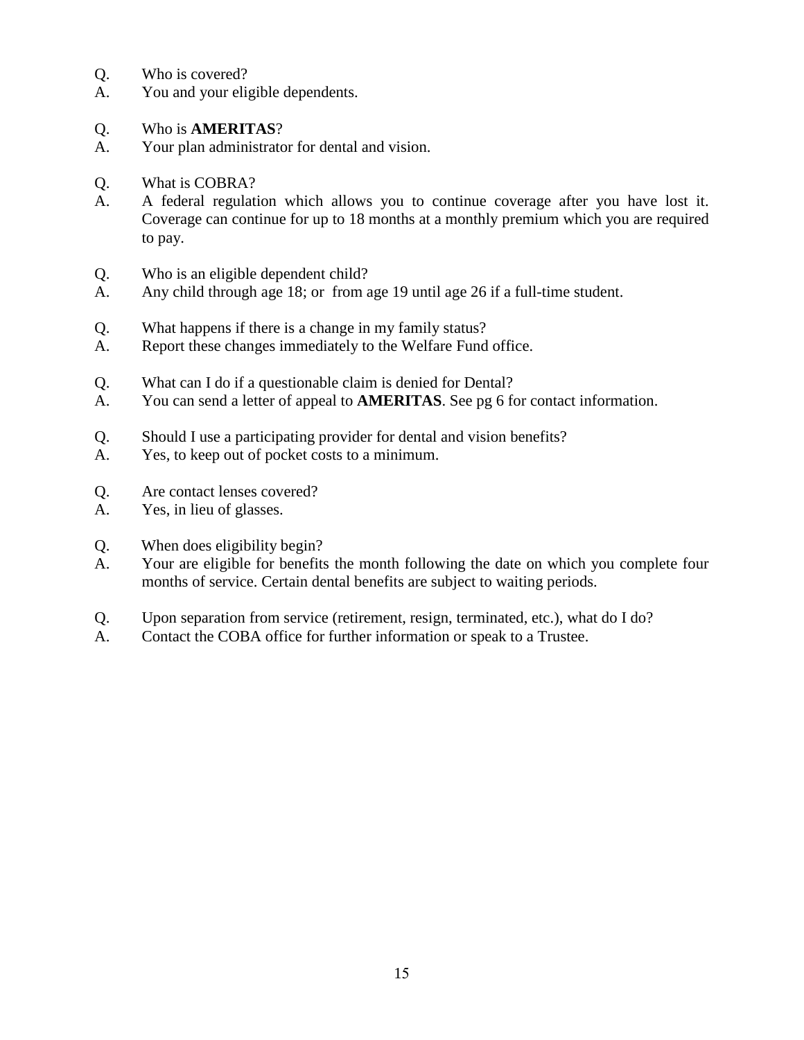Q. Who is covered?
A. You and your eligible dependents.

Q. Who is **AMERITAS**?
A. Your plan administrator for dental and vision.

Q. What is COBRA?
A. A federal regulation which allows you to continue coverage after you have lost it. Coverage can continue for up to 18 months at a monthly premium which you are required to pay.

Q. Who is an eligible dependent child?
A. Any child through age 18; or from age 19 until age 26 if a full-time student.

Q. What happens if there is a change in my family status?
A. Report these changes immediately to the Welfare Fund office.

Q. What can I do if a questionable claim is denied for Dental?
A. You can send a letter of appeal to **AMERITAS**. See pg 6 for contact information.

Q. Should I use a participating provider for dental and vision benefits?
A. Yes, to keep out of pocket costs to a minimum.

Q. Are contact lenses covered?
A. Yes, in lieu of glasses.

Q. When does eligibility begin?
A. Your are eligible for benefits the month following the date on which you complete four months of service. Certain dental benefits are subject to waiting periods.

Q. Upon separation from service (retirement, resign, terminated, etc.), what do I do?
A. Contact the COBA office for further information or speak to a Trustee.